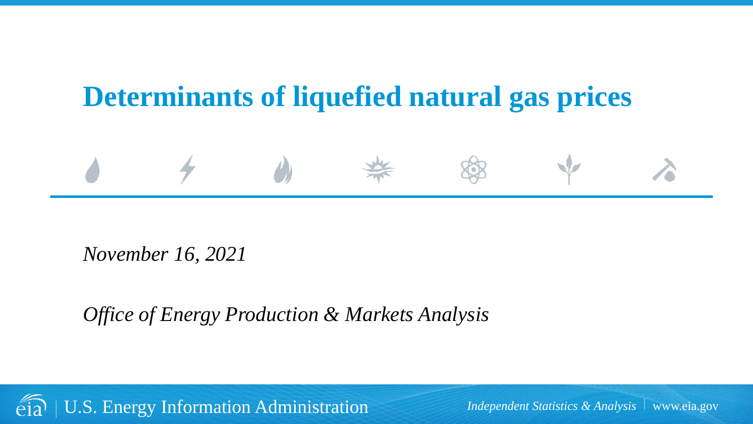# Determinants of liquefied natural gas prices

*November 16, 2021*

*Office of Energy Production & Markets Analysis*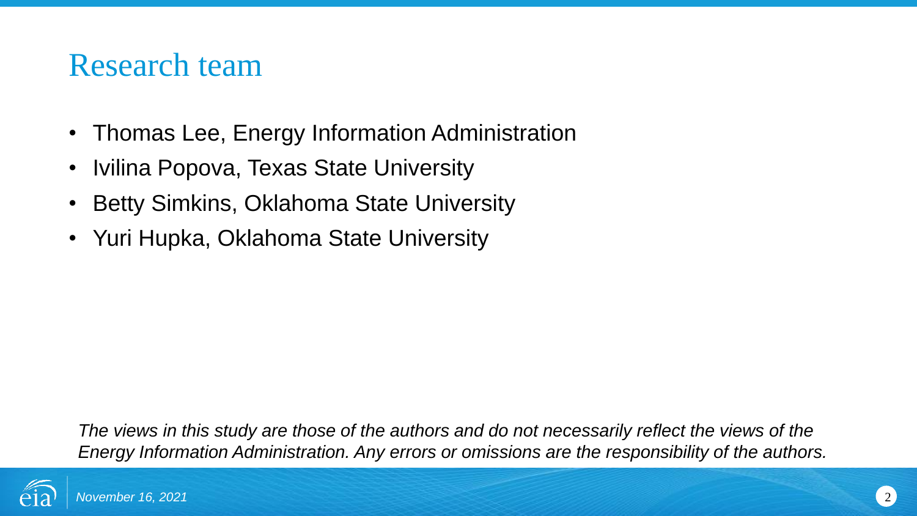# Research team

- Thomas Lee, Energy Information Administration
- Ivilina Popova, Texas State University
- Betty Simkins, Oklahoma State University
- Yuri Hupka, Oklahoma State University

*The views in this study are those of the authors and do not necessarily reflect the views of the Energy Information Administration. Any errors or omissions are the responsibility of the authors.*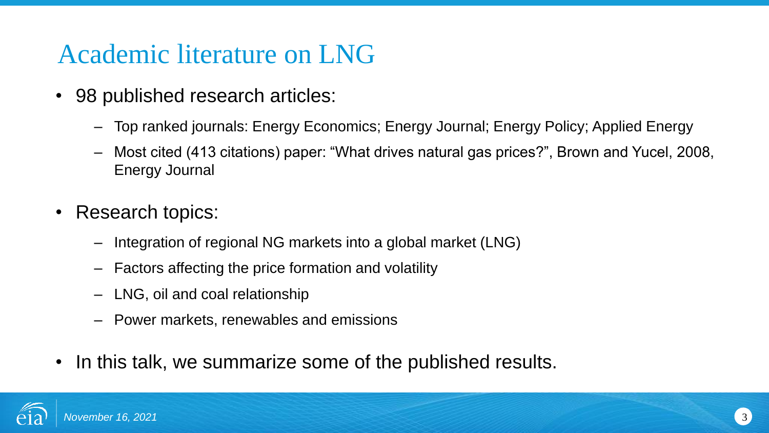# Academic literature on LNG

- 98 published research articles:
  - Top ranked journals: Energy Economics; Energy Journal; Energy Policy; Applied Energy
  - Most cited (413 citations) paper: "What drives natural gas prices?", Brown and Yucel, 2008, Energy Journal
- Research topics:
  - Integration of regional NG markets into a global market (LNG)
  - Factors affecting the price formation and volatility
  - LNG, oil and coal relationship
  - Power markets, renewables and emissions
- In this talk, we summarize some of the published results.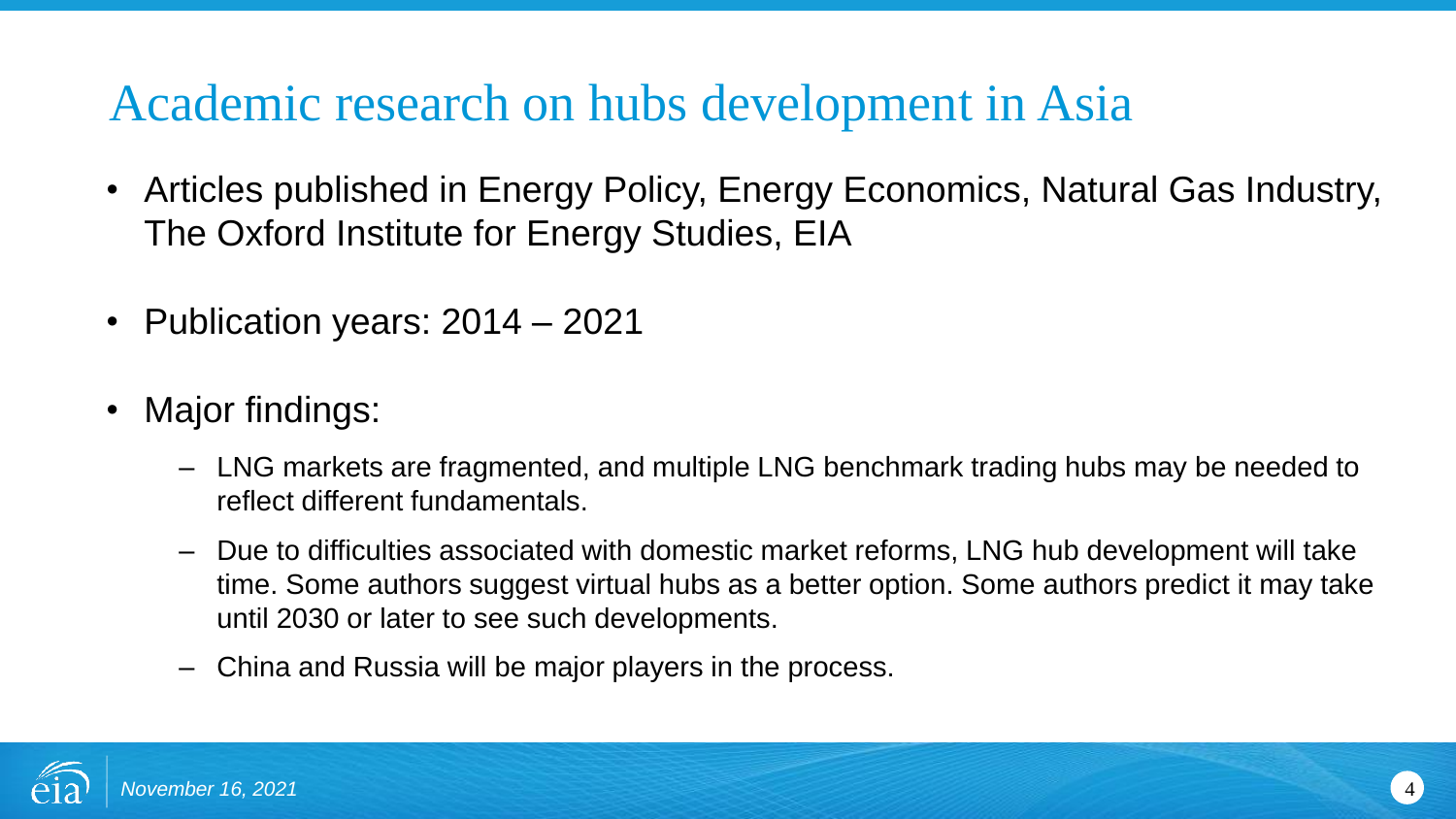# Academic research on hubs development in Asia

- Articles published in Energy Policy, Energy Economics, Natural Gas Industry, The Oxford Institute for Energy Studies, EIA
- Publication years: 2014 – 2021
- Major findings:
  - LNG markets are fragmented, and multiple LNG benchmark trading hubs may be needed to reflect different fundamentals.
  - Due to difficulties associated with domestic market reforms, LNG hub development will take time. Some authors suggest virtual hubs as a better option. Some authors predict it may take until 2030 or later to see such developments.
  - China and Russia will be major players in the process.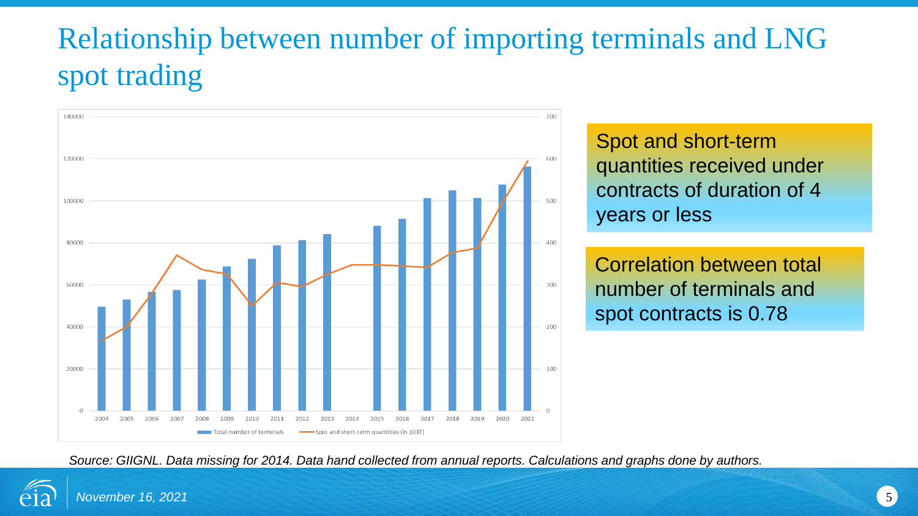# Relationship between number of importing terminals and LNG spot trading

Spot and short-term quantities received under contracts of duration of 4 years or less

Correlation between total number of terminals and spot contracts is 0.78

*Source: GIIGNL. Data missing for 2014. Data hand collected from annual reports. Calculations and graphs done by authors.*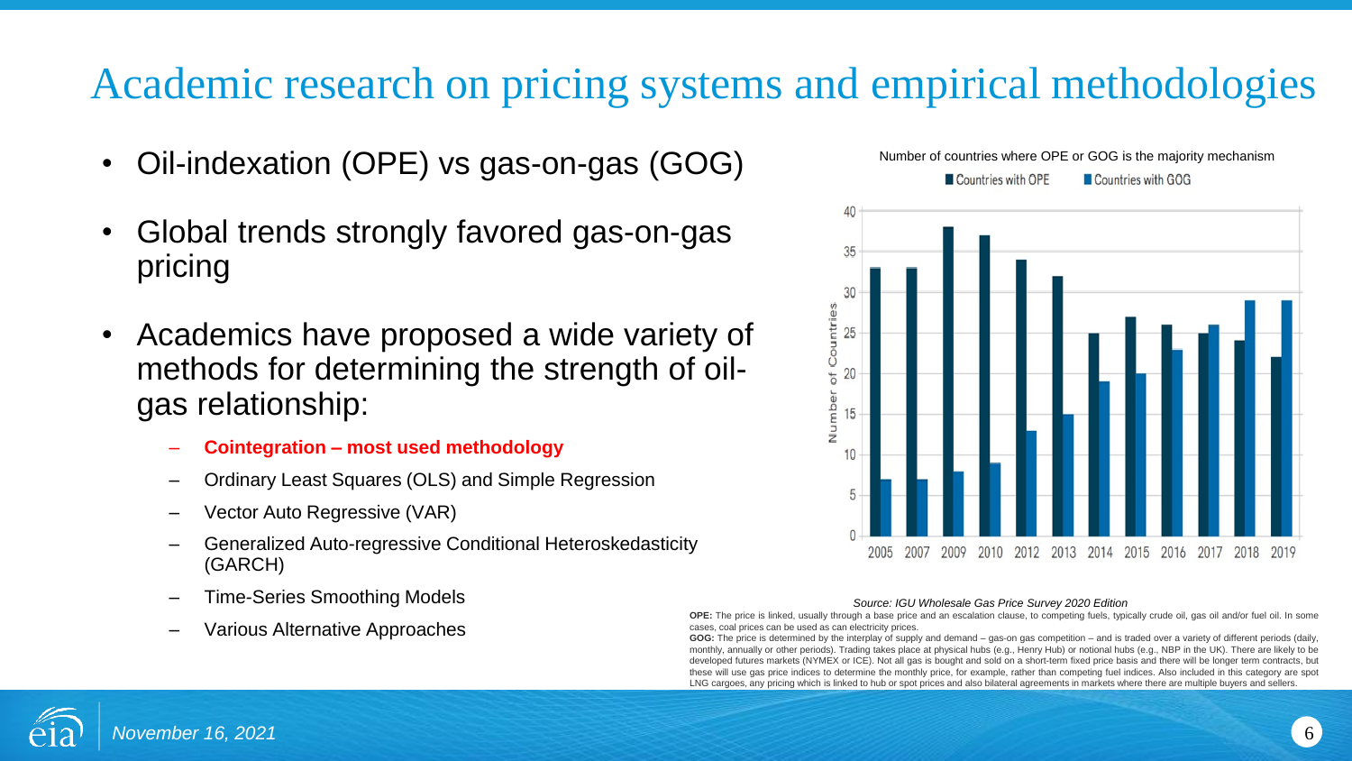# Academic research on pricing systems and empirical methodologies

- Oil-indexation (OPE) vs gas-on-gas (GOG)
- Global trends strongly favored gas-on-gas pricing
- Academics have proposed a wide variety of methods for determining the strength of oil-gas relationship:
  - **Cointegration – most used methodology**
  - Ordinary Least Squares (OLS) and Simple Regression
  - Vector Auto Regressive (VAR)
  - Generalized Auto-regressive Conditional Heteroskedasticity (GARCH)
  - Time-Series Smoothing Models
  - Various Alternative Approaches

Number of countries where OPE or GOG is the majority mechanism

| Year | Countries with OPE | Countries with GOG |
|---|---|---|
| 2005 | 33 | 7 |
| 2007 | 33 | 7 |
| 2009 | 38 | 8 |
| 2010 | 37 | 9 |
| 2012 | 34 | 13 |
| 2013 | 32 | 15 |
| 2014 | 25 | 19 |
| 2015 | 27 | 20 |
| 2016 | 26 | 23 |
| 2017 | 25 | 26 |
| 2018 | 24 | 29 |
| 2019 | 22 | 29 |

*Source: IGU Wholesale Gas Price Survey 2020 Edition*

**OPE:** The price is linked, usually through a base price and an escalation clause, to competing fuels, typically crude oil, gas oil and/or fuel oil. In some cases, coal prices can be used as can electricity prices.

**GOG:** The price is determined by the interplay of supply and demand – gas-on gas competition – and is traded over a variety of different periods (daily, monthly, annually or other periods). Trading takes place at physical hubs (e.g., Henry Hub) or notional hubs (e.g., NBP in the UK). There are likely to be developed futures markets (NYMEX or ICE). Not all gas is bought and sold on a short-term fixed price basis and there will be longer term contracts, but these will use gas price indices to determine the monthly price, for example, rather than competing fuel indices. Also included in this category are spot LNG cargoes, any pricing which is linked to hub or spot prices and also bilateral agreements in markets where there are multiple buyers and sellers.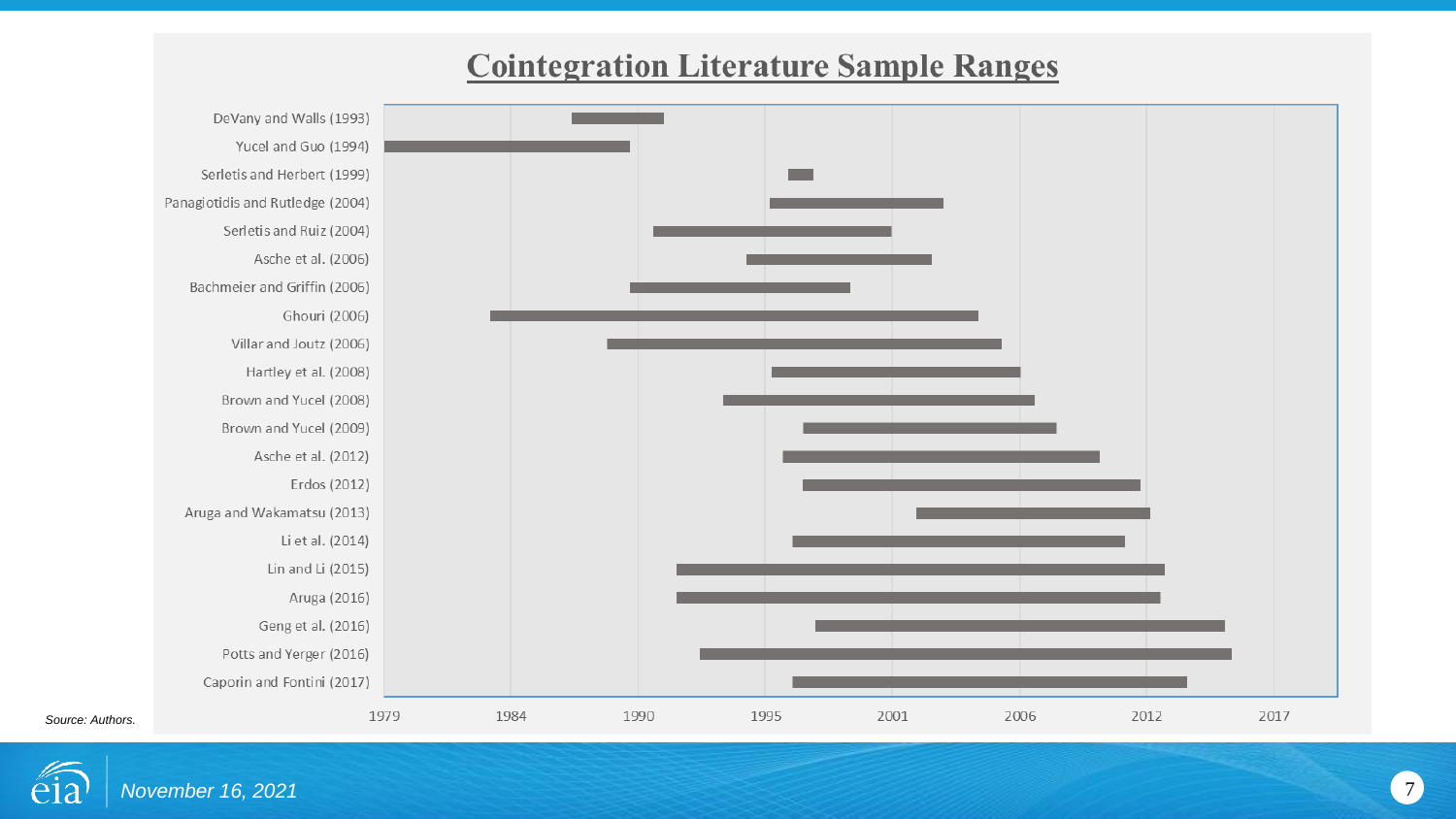# Cointegration Literature Sample Ranges

- DeVany and Walls (1993)
- Yucel and Guo (1994)
- Serletis and Herbert (1999)
- Panagiotidis and Rutledge (2004)
- Serletis and Ruiz (2004)
- Asche et al. (2006)
- Bachmeier and Griffin (2006)
- Ghouri (2006)
- Villar and Joutz (2006)
- Hartley et al. (2008)
- Brown and Yucel (2008)
- Brown and Yucel (2009)
- Asche et al. (2012)
- Erdos (2012)
- Aruga and Wakamatsu (2013)
- Li et al. (2014)
- Lin and Li (2015)
- Aruga (2016)
- Geng et al. (2016)
- Potts and Yerger (2016)
- Caporin and Fontini (2017)

1979 1984 1990 1995 2001 2006 2012 2017

*Source: Authors.*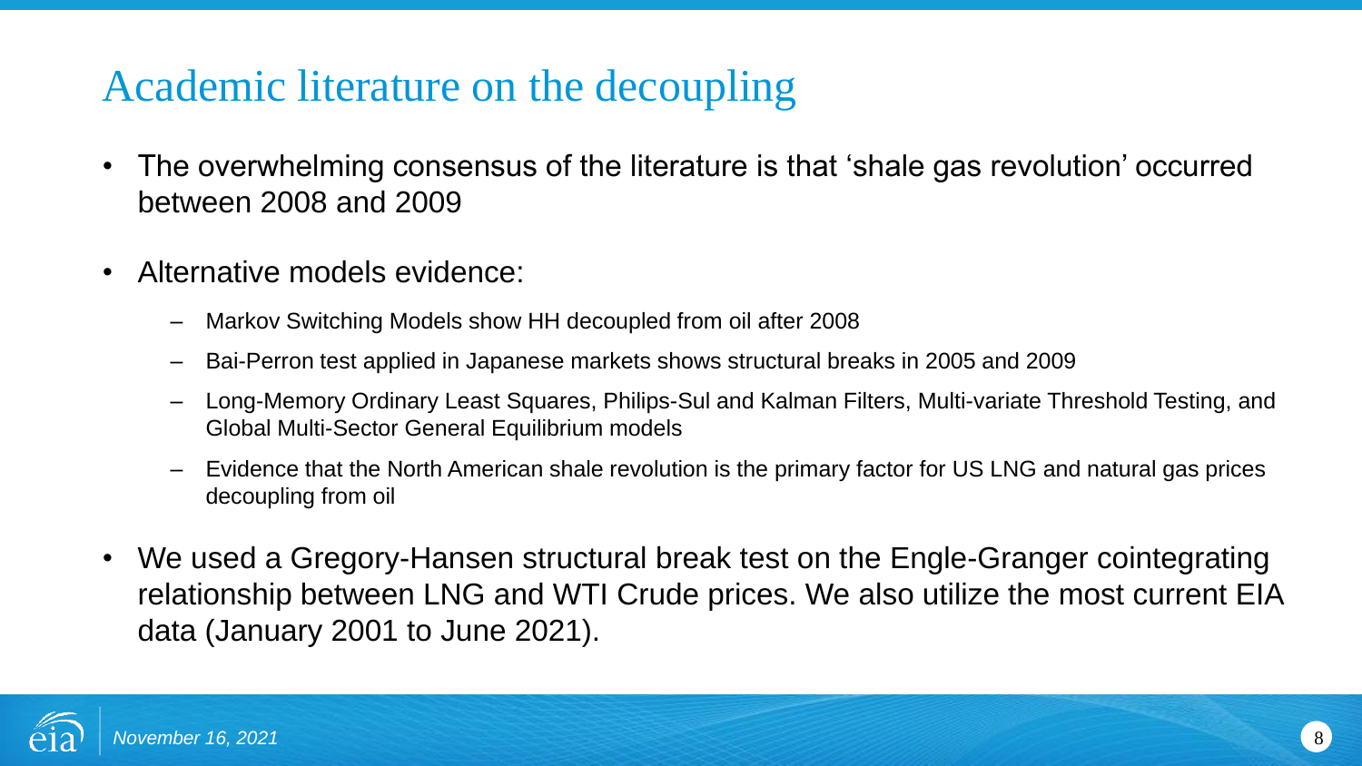# Academic literature on the decoupling

- The overwhelming consensus of the literature is that 'shale gas revolution' occurred between 2008 and 2009
- Alternative models evidence:
  - Markov Switching Models show HH decoupled from oil after 2008
  - Bai-Perron test applied in Japanese markets shows structural breaks in 2005 and 2009
  - Long-Memory Ordinary Least Squares, Philips-Sul and Kalman Filters, Multi-variate Threshold Testing, and Global Multi-Sector General Equilibrium models
  - Evidence that the North American shale revolution is the primary factor for US LNG and natural gas prices decoupling from oil
- We used a Gregory-Hansen structural break test on the Engle-Granger cointegrating relationship between LNG and WTI Crude prices. We also utilize the most current EIA data (January 2001 to June 2021).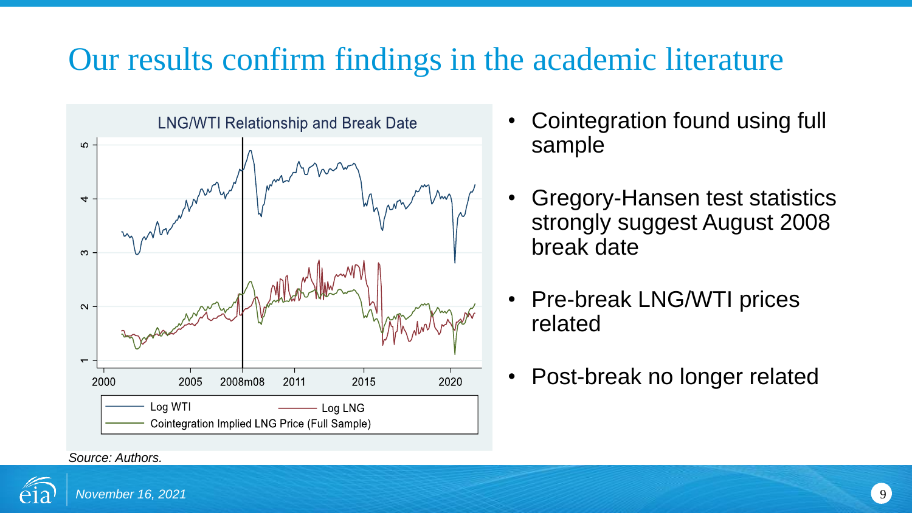# Our results confirm findings in the academic literature

LNG/WTI Relationship and Break Date

Source: Authors.

- Cointegration found using full sample
- Gregory-Hansen test statistics strongly suggest August 2008 break date
- Pre-break LNG/WTI prices related
- Post-break no longer related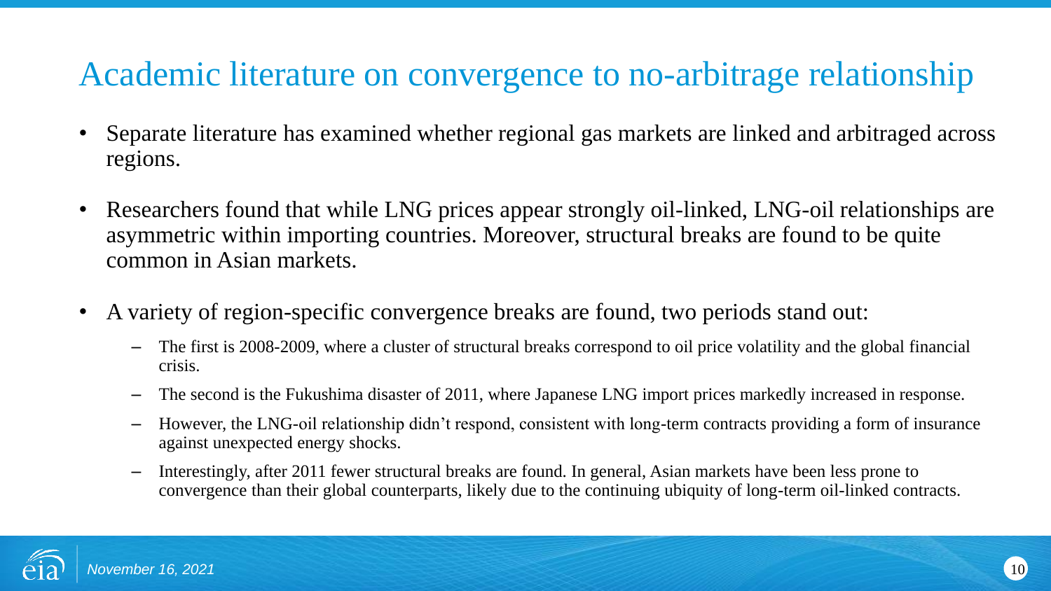# Academic literature on convergence to no-arbitrage relationship

- Separate literature has examined whether regional gas markets are linked and arbitraged across regions.
- Researchers found that while LNG prices appear strongly oil-linked, LNG-oil relationships are asymmetric within importing countries. Moreover, structural breaks are found to be quite common in Asian markets.
- A variety of region-specific convergence breaks are found, two periods stand out:
  - The first is 2008-2009, where a cluster of structural breaks correspond to oil price volatility and the global financial crisis.
  - The second is the Fukushima disaster of 2011, where Japanese LNG import prices markedly increased in response.
  - However, the LNG-oil relationship didn't respond, consistent with long-term contracts providing a form of insurance against unexpected energy shocks.
  - Interestingly, after 2011 fewer structural breaks are found. In general, Asian markets have been less prone to convergence than their global counterparts, likely due to the continuing ubiquity of long-term oil-linked contracts.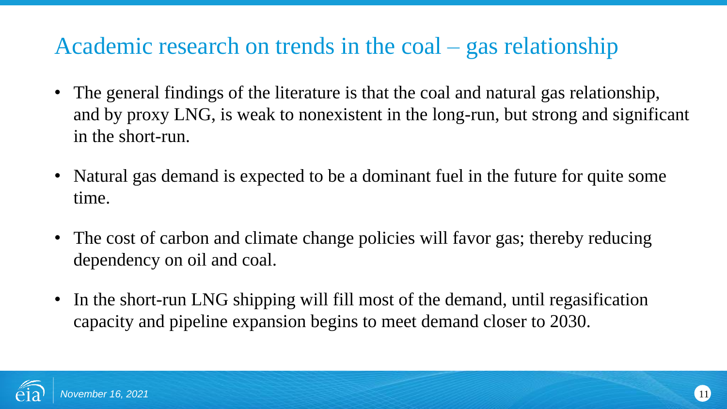# Academic research on trends in the coal – gas relationship

- The general findings of the literature is that the coal and natural gas relationship, and by proxy LNG, is weak to nonexistent in the long-run, but strong and significant in the short-run.
- Natural gas demand is expected to be a dominant fuel in the future for quite some time.
- The cost of carbon and climate change policies will favor gas; thereby reducing dependency on oil and coal.
- In the short-run LNG shipping will fill most of the demand, until regasification capacity and pipeline expansion begins to meet demand closer to 2030.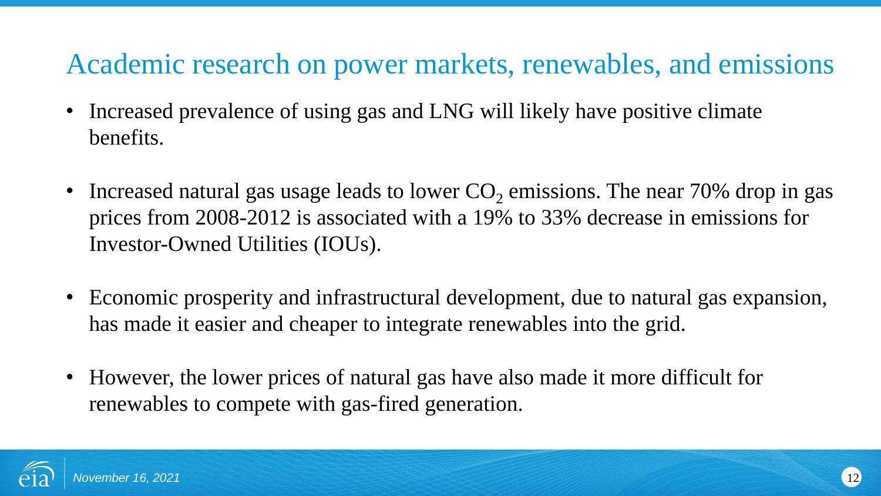# Academic research on power markets, renewables, and emissions

- Increased prevalence of using gas and LNG will likely have positive climate benefits.
- Increased natural gas usage leads to lower $CO_2$ emissions. The near 70% drop in gas prices from 2008-2012 is associated with a 19% to 33% decrease in emissions for Investor-Owned Utilities (IOUs).
- Economic prosperity and infrastructural development, due to natural gas expansion, has made it easier and cheaper to integrate renewables into the grid.
- However, the lower prices of natural gas have also made it more difficult for renewables to compete with gas-fired generation.